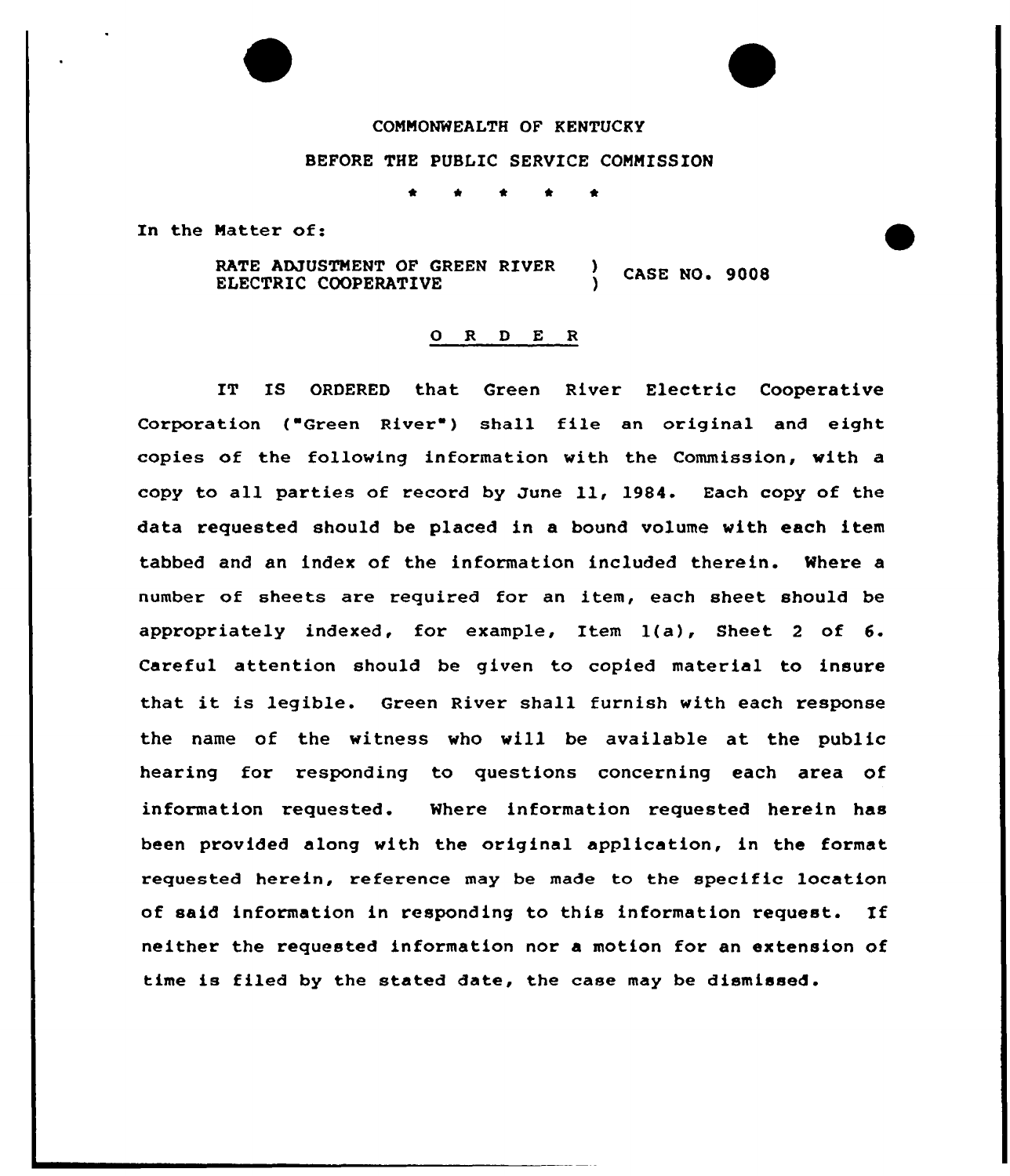COMMONWEALTH OF KENTUCKY

BEFORE THE PUBLIC SERVICE COMMISSION

\* \* \* \* \*

In the Matter of:

RATE ADJUSTMENT OF GREEN RIVER ELECTRIC COOPERATIVE ) CASE NO. 9008

## O R D E R

IT IS ORDERED that Green River Electric Cooperative Corporation ("Green River") shall file an original and eight copies of the following information with the Commission, with a copy to all parties of record by June 11, 1984. Each copy of the data requested should be placed in a bound volume with each item tabbed and an index of the information included therein. Where a number of sheets are required for an item, each sheet should be appropriately indexed, for example, Item 1(a), Sheet 2 of 6. Careful attention should be given to copied material to insure that it is legible. Green River shall furnish with each response the name of the witness who will be available at the public hearing for responding to questions concerning each area of information requested. Where information requested herein has been provided along with the original application, in the format requested herein, reference may be made to the specific location of said information in responding to this information request. If neither the requested information nor a motion for an extension of time is filed by the stated date, the case may be dismissed.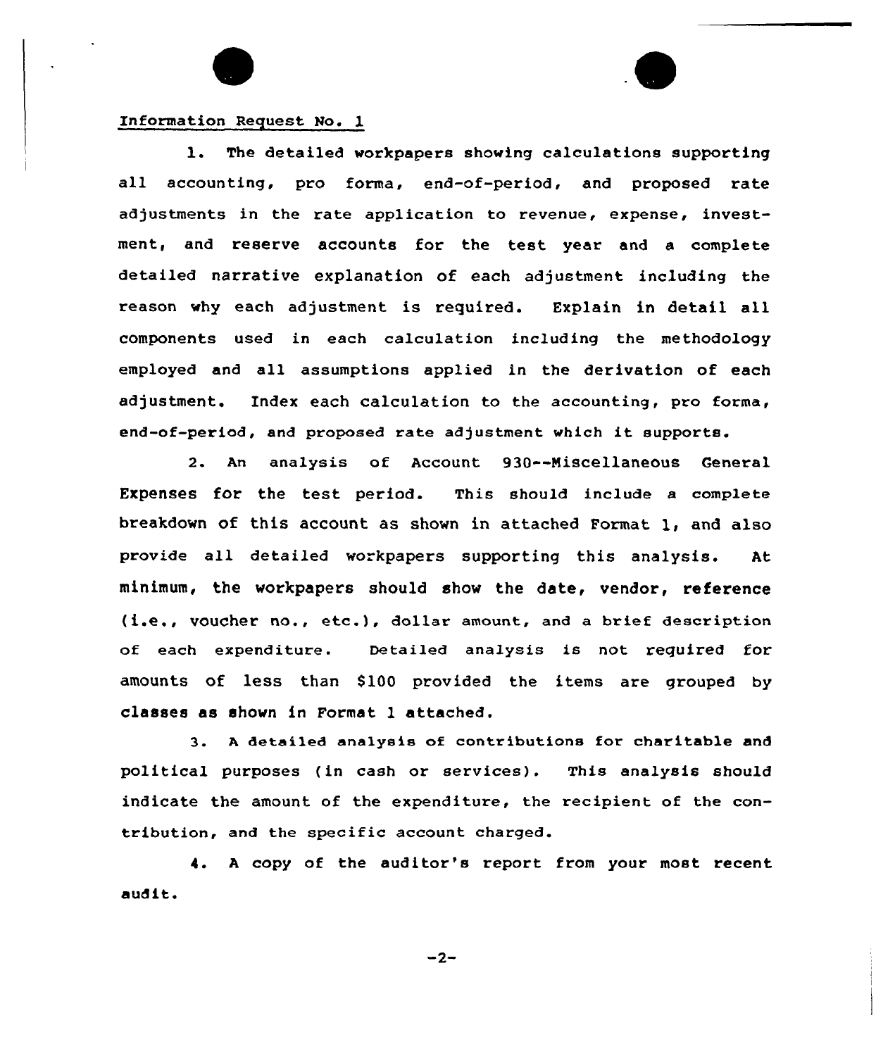Information Request No. 1

1. The detailed workpapers showing calculations supporting all accounting, pro forma, end-of-period, and proposed rate adjustments in the rate application to revenue, expense, investment, and reserve accounts for the test year and a complete detailed narrative explanation of each adjustment including the reason why each adjustment is required. Explain in detail all components used in each calculation including the methodology employed and all assumptions applied in the derivation of each adjustment. Index each calculation to the accounting, pro forma, end-of-period, and proposed rate adjustment which it supports.

2. An analysis of Account 930--Miscellaneous General Expenses for the test period. This should include a complete breakdown of this account as shown in attached Format 1, and also provide all detailed workpapers supporting this analysis. At minimum, the workpapers should show the date, vendor, reference (i.e., voucher no., etc.), dollar amount, and a brief description of each expenditure. Detailed analysis is not required for amounts of less than $100 provided the items are grouped by classes as shown in Format 1 attached.

3. A detailed analysis of contributions for charitable and political purposes (in cash or services). This analysis should indicate the amount of the expenditure, the recipient of the contribution, and the specific account charged.

4. A copy of the auditor's report from your most recent audit.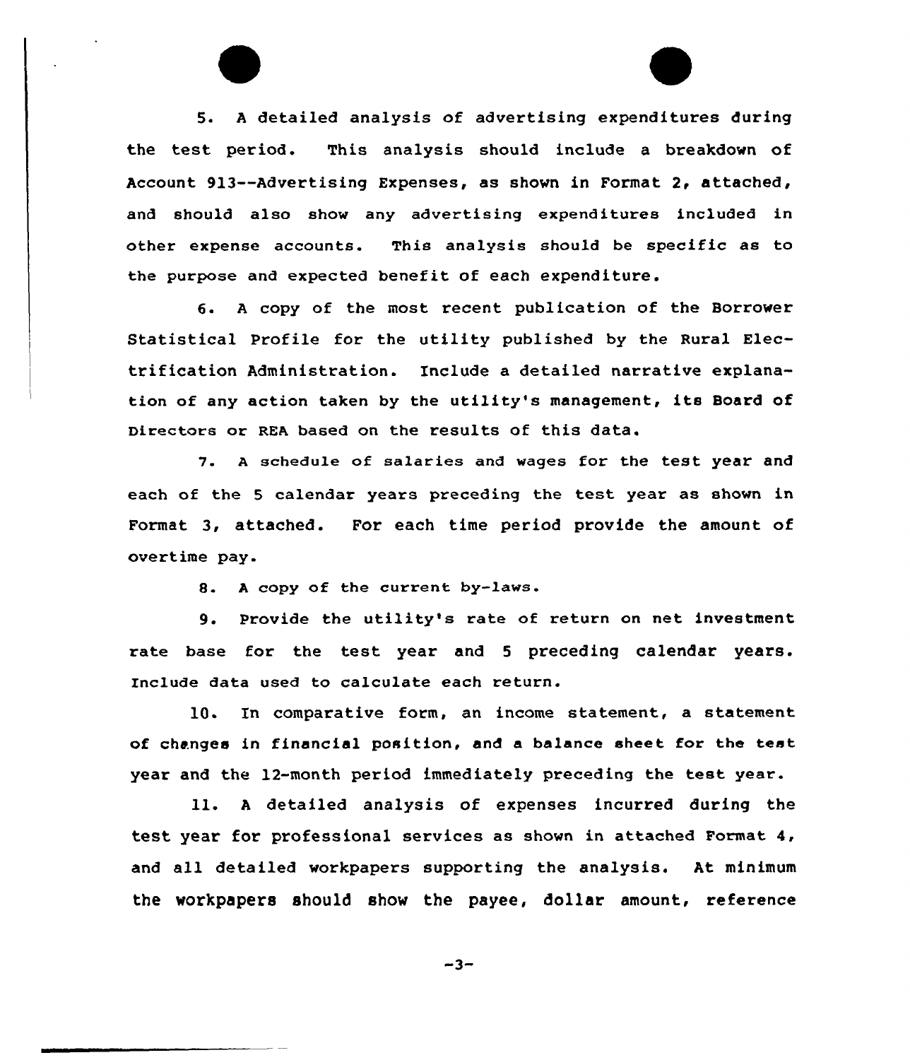5. A detailed analysis of advertising expenditures during the test period. This analysis should include a breakdown of Account 913--Advertising Expenses, as shown in Format 2, attached, and should also show any advertising expenditures included in other expense accounts. This analysis should be specific as to the purpose and expected benefit of each expenditure.

6. A copy of the most recent publication of the Borrower Statistical Profile for the utility published by the Rural Electrification Administration. Include a detailed narrative explanation of any action taken by the utility's management, its Board of Directors or REA based on the results of this data.

7. A schedule of salaries and wages for the test year and each of the 5 calendar years preceding the test year as shown in Format 3, attached. For each time period provide the amount of overtime pay.

8. A copy of the current by-laws.

9. Provide the utility's rate of return on net investment rate base for the test year and 5 preceding calendar years. Include data used to calculate each return.

10. In comparative form, an income statement, a statement of changes in financial position, and a balance sheet for the test year and the 12-month period immediately preceding the test year.

11. A detailed analysis of expenses incurred during the test year for professional services as shown in attached Format 4, and all detailed workpapers supporting the analysis. At minimum the workpapers should show the payee, dollar amount, reference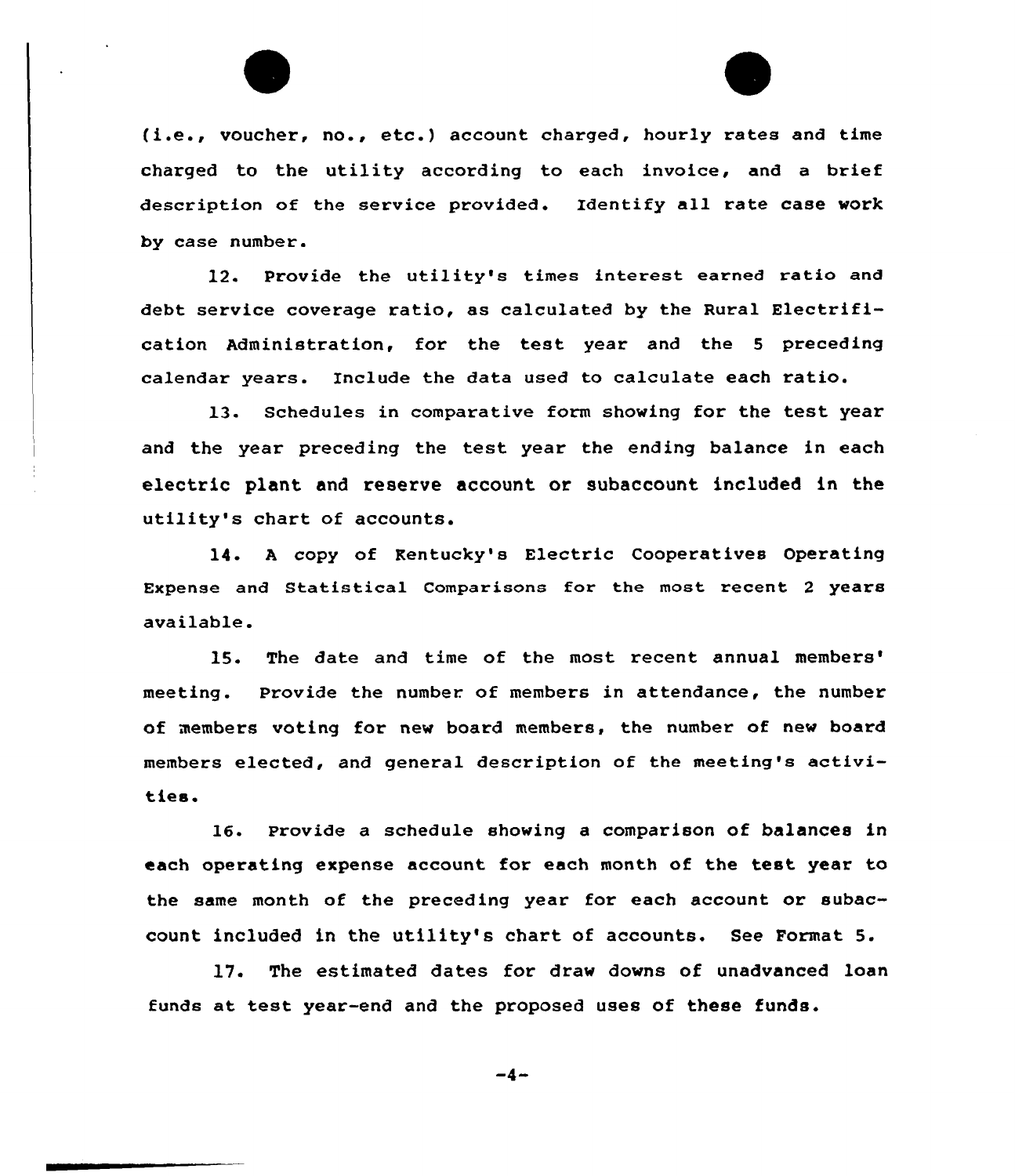(i.e., voucher, no., etc.) account charged, hourly rates and time charged to the utility according to each invoice, and a brief description of the service provided. Identify all rate case work by case number.

12. Provide the utility's times interest earned ratio and debt service coverage ratio, as calculated by the Rural Electrification Administration, for the test year and the 5 preceding calendar years. Include the data used to calculate each ratio.

13. Schedules in comparative form showing for the test year and the year preceding the test year the ending balance in each electric plant and reserve account or subaccount included in the utility's chart of accounts.

14. A copy of Kentucky's Electric Cooperatives Operating Expense and Statistical Comparisons for the most recent 2 years available.

15. The date and time of the most recent annual members' meeting. Provide the number of members in attendance, the number of members voting for new board members, the number of new board members elected, and general description of the meeting's activities.

16. Provide a schedule showing a comparison of balances in each operating expense account for each month of the test year to the same month of the preceding year for each account or subaccount included in the utility's chart of accounts. See Format 5.

17. The estimated dates for draw downs of unadvanced loan funds at test year-end and the proposed uses of these funds.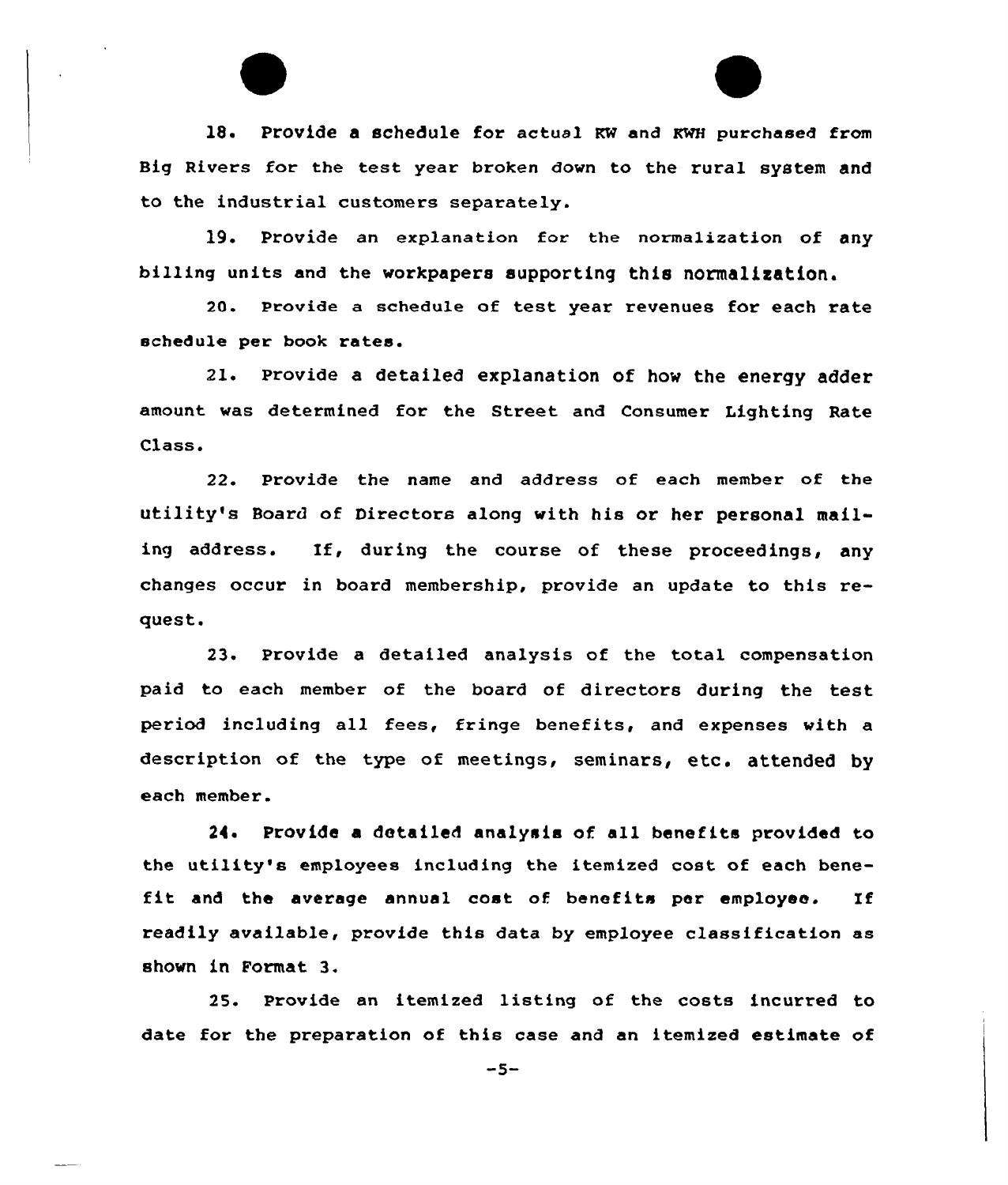18. Provide a schedule for actual KW and KWH purchased from Big Rivers for the test year broken down to the rural system and to the industrial customers separately.

19. Provide an explanation for the normalization of any billing units and the workpapers supporting this normalization.

20. Provide a schedule of test year revenues for each rate schedule per book rates.

21. Provide a detailed explanation of how the energy adder amount was determined for the Street and Consumer Lighting Rate Class.

22. Provide the name and address of each member of the utility's Board of Directors along with his or her personal mailing address. If, during the course of these proceedings, any changes occur in board membership, provide an update to this request.

23. Provide a detailed analysis of the total compensation paid to each member of the board of directors during the test period including all fees, fringe benefits, and expenses with a description of the type of meetings, seminars, etc. attended by each member.

24. Provide a detailed analysis of all benefits provided to the utility's employees including the itemized cost of each benefit and the average annual cost of benefits per employee. If readily available, provide this data by employee classification as shown in Format 3.

25. Provide an itemized listing of the costs incurred to date for the preparation of this case and an itemized estimate of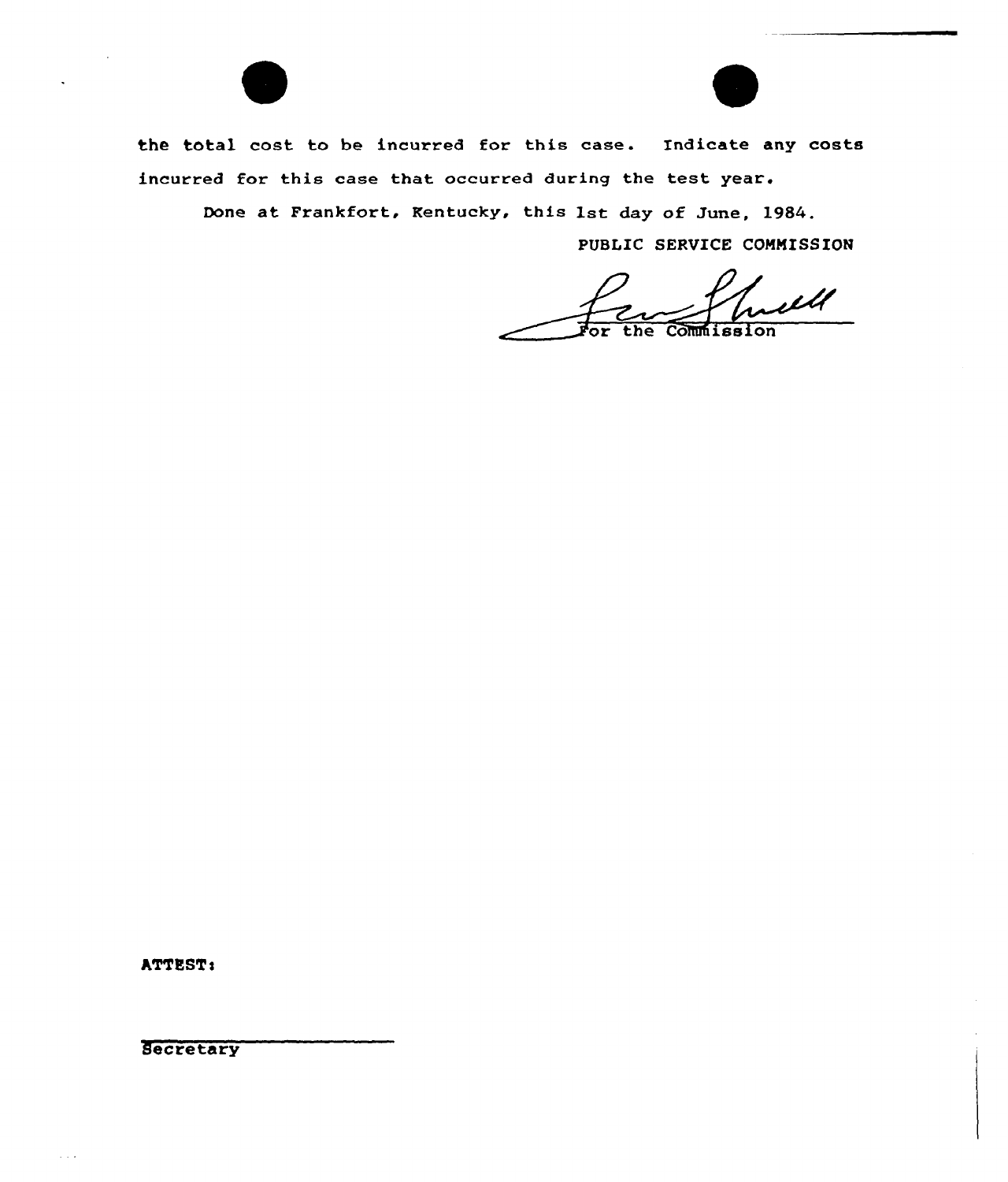the total cost to be incurred for this case. Indicate any costs incurred for this case that occurred during the test year.

Done at Frankfort, Kentucky, this 1st day of June, 1984.

PUBLIC SERVICE COMMISSION

For the Commission

ATTEST:

Secretary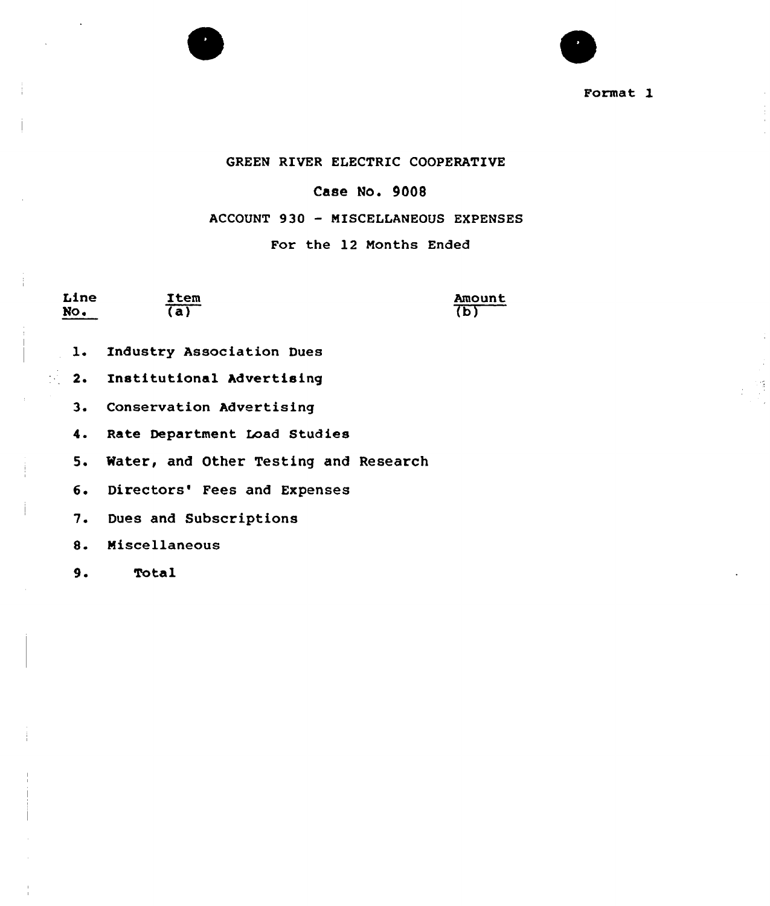Format 1

GREEN RIVER ELECTRIC COOPERATIVE

Case No. 9008

ACCOUNT 930 - MISCELLANEOUS EXPENSES

For the 12 Months Ended

| Line No. | Item (a) | Amount (b) |
|---|---|---|
| 1. | Industry Association Dues | |
| 2. | Institutional Advertising | |
| 3. | Conservation Advertising | |
| 4. | Rate Department Load Studies | |
| 5. | Water, and Other Testing and Research | |
| 6. | Directors' Fees and Expenses | |
| 7. | Dues and Subscriptions | |
| 8. | Miscellaneous | |
| 9. | Total | |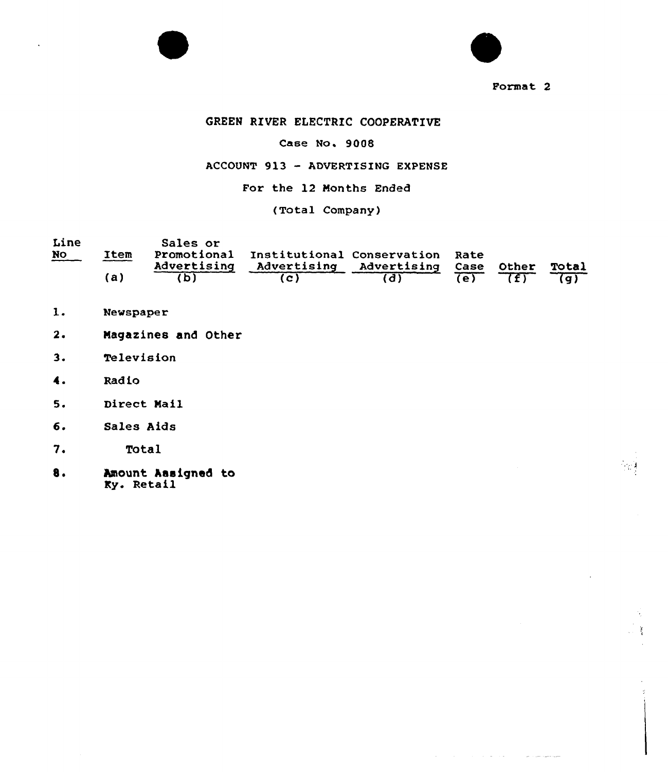Format 2

# GREEN RIVER ELECTRIC COOPERATIVE

Case No. 9008

ACCOUNT 913 - ADVERTISING EXPENSE

For the 12 Months Ended

(Total Company)

| Line No | Item (a) | Sales or Promotional Advertising (b) | Institutional Advertising (c) | Conservation Advertising (d) | Rate Case (e) | Other (f) | Total (g) |
|---|---|---|---|---|---|---|---|
| 1. | Newspaper | | | | | | |
| 2. | Magazines and Other | | | | | | |
| 3. | Television | | | | | | |
| 4. | Radio | | | | | | |
| 5. | Direct Mail | | | | | | |
| 6. | Sales Aids | | | | | | |
| 7. | Total | | | | | | |
| 8. | Amount Assigned to Ky. Retail | | | | | | |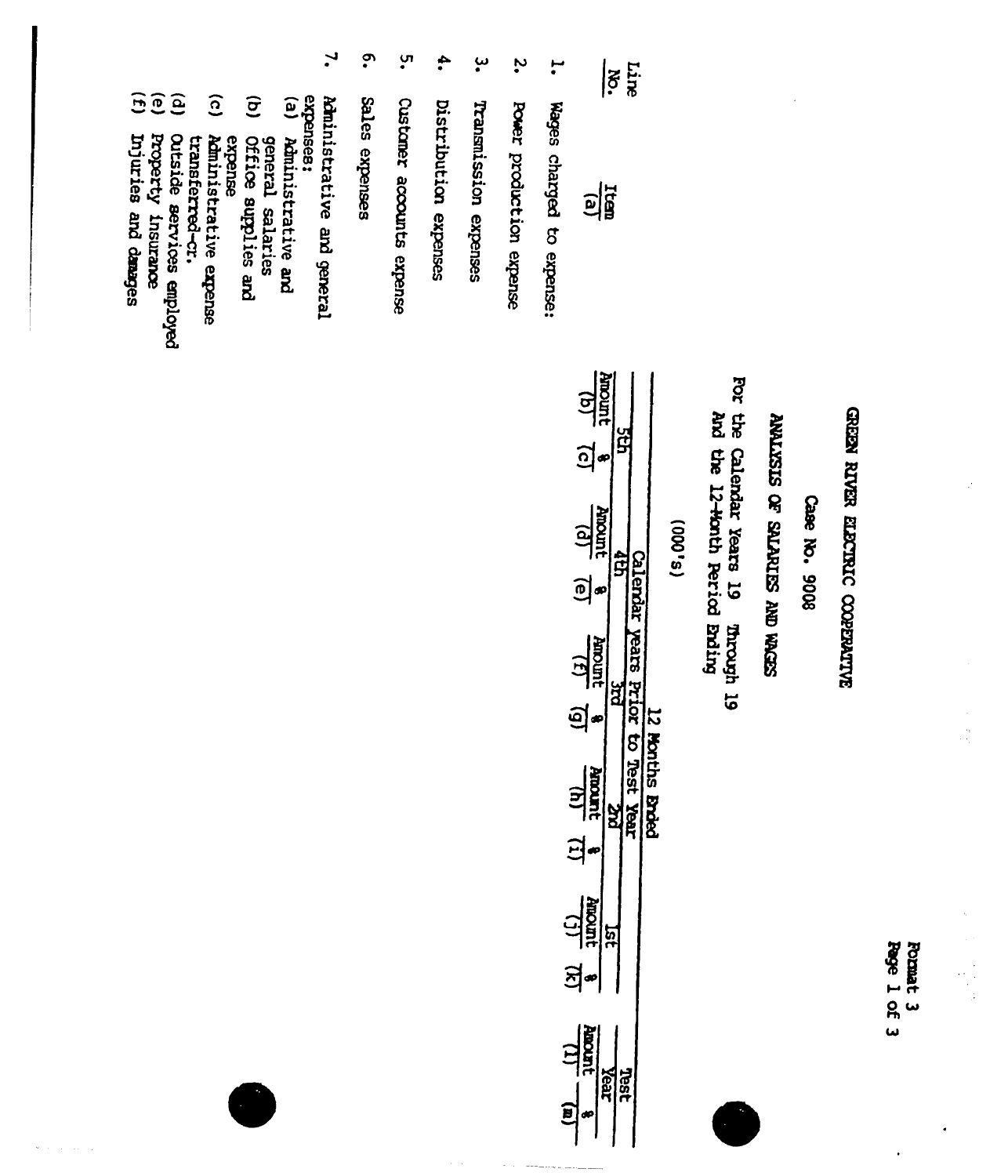Format 3
Page 1 of 3

# GREEN RIVER ELECTRIC COOPERATIVE

## Case No. 9008

## ANALYSIS OF SALARIES AND WAGES

For the Calendar Years 19 Through 19
And the 12-Month Period Ending

(000's)

| Line No. | Item (a) | 12 Months Ended Calendar Years Prior to Test Year | | | | | | | | | | Test Year | |
|---|---|---|---|---|---|---|---|---|---|---|---|---|---|
| | | 5th | | 4th | | 3rd | | 2nd | | 1st | | | |
| | | Amount (b) | % (c) | Amount (d) | % (e) | Amount (f) | % (g) | Amount (h) | % (i) | Amount (j) | % (k) | Amount (l) | % (m) |
| 1. | Wages charged to expense: | | | | | | | | | | | | |
| 2. | Power production expense | | | | | | | | | | | | |
| 3. | Transmission expenses | | | | | | | | | | | | |
| 4. | Distribution expenses | | | | | | | | | | | | |
| 5. | Customer accounts expense | | | | | | | | | | | | |
| 6. | Sales expenses | | | | | | | | | | | | |
| 7. | Administrative and general expenses: | | | | | | | | | | | | |
| | (a) Administrative and general salaries | | | | | | | | | | | | |
| | (b) Office supplies and expense | | | | | | | | | | | | |
| | (c) Administrative expense transferred-cr. | | | | | | | | | | | | |
| | (d) Outside services employed | | | | | | | | | | | | |
| | (e) Property insurance | | | | | | | | | | | | |
| | (f) Injuries and damages | | | | | | | | | | | | |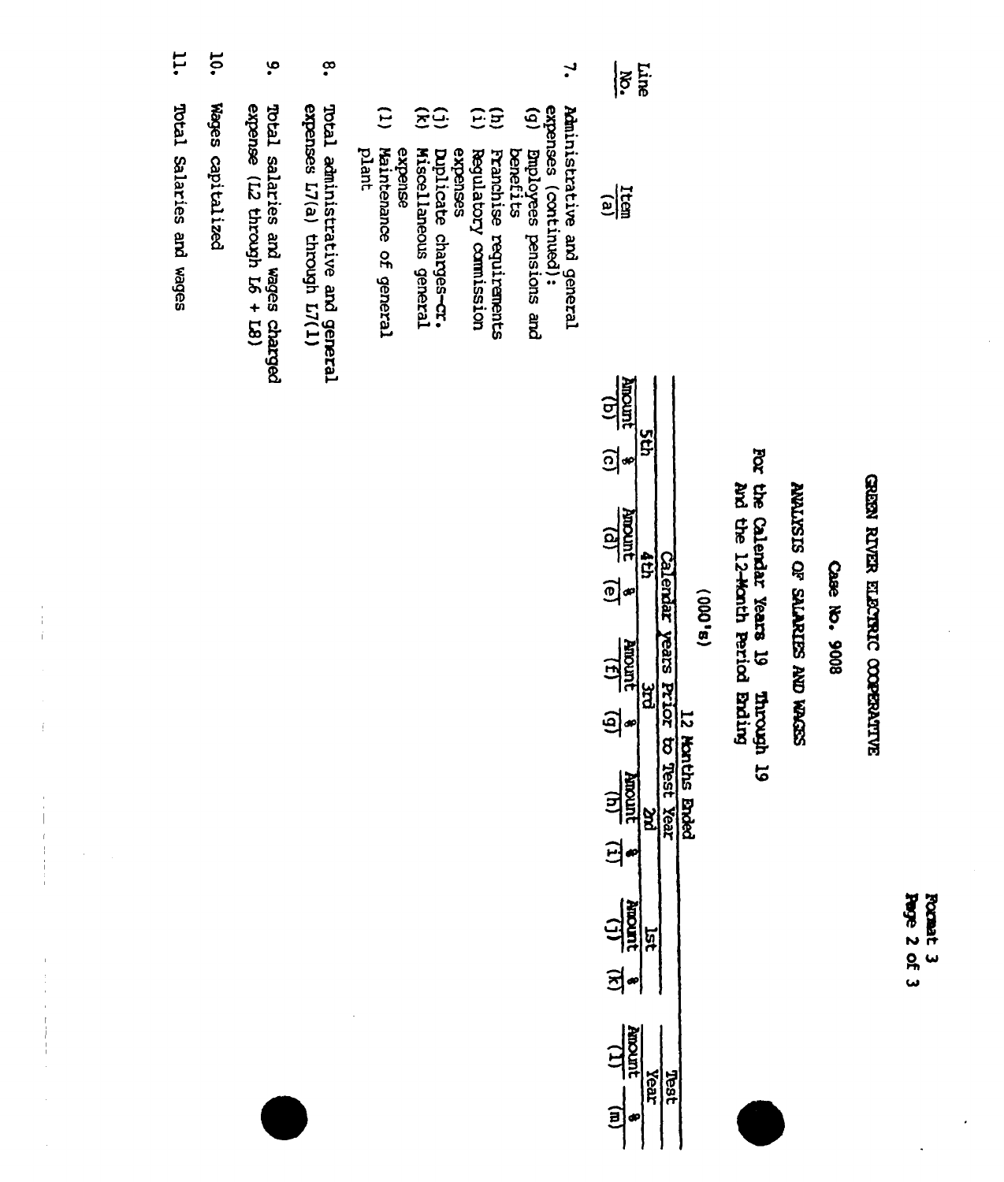GREEN RIVER ELECTRIC COOPERATIVE

Case No. 9008

ANALYSIS OF SALARIES AND WAGES

For the Calendar Years 19 Through 19
And the 12-Month Period Ending

(000's)

| Line No. | Item (a) | 5th Amount (b) | 5th % (c) | 4th Amount (d) | 4th % (e) | 3rd Amount (f) | 3rd % (g) | 2nd Amount (h) | 2nd % (i) | 1st Amount (j) | 1st % (k) | Test Year Amount (l) | Test Year % (m) |
|---|---|---|---|---|---|---|---|---|---|---|---|---|---|
| | | 12 Months Ended — Calendar years Prior to Test Year | | | | | | | | | | | |
| 7. | Administrative and general expenses (continued): | | | | | | | | | | | | |
| | (g) Employees pensions and benefits | | | | | | | | | | | | |
| | (h) Franchise requirements | | | | | | | | | | | | |
| | (i) Regulatory commission expenses | | | | | | | | | | | | |
| | (j) Duplicate charges—Cr. | | | | | | | | | | | | |
| | (k) Miscellaneous general expense | | | | | | | | | | | | |
| | (l) Maintenance of general plant | | | | | | | | | | | | |
| 8. | Total administrative and general expenses L7(a) through L7(l) | | | | | | | | | | | | |
| 9. | Total salaries and wages charged expense (L2 through L6 + L8) | | | | | | | | | | | | |
| 10. | Wages capitalized | | | | | | | | | | | | |
| 11. | Total Salaries and wages | | | | | | | | | | | | |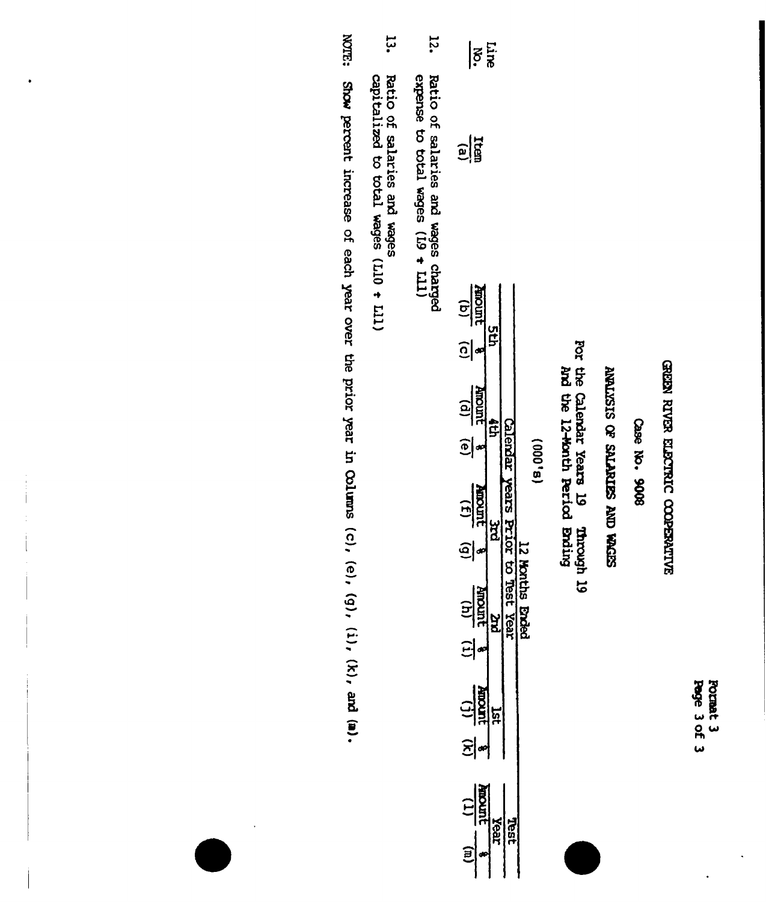# GREEN RIVER ELECTRIC COOPERATIVE

Case No. 9008

## ANALYSIS OF SALARIES AND WAGES

For the Calendar Years 19 Through 19
And the 12-Month Period Ending

(000's)

| Line No. | Item (a) | 5th Amount (b) | 5th % (c) | 4th Amount (d) | 4th % (e) | 3rd Amount (f) | 3rd % (g) | 2nd Amount (h) | 2nd % (i) | 1st Amount (j) | 1st % (k) | Test Year Amount (l) | Test Year % (m) |
|---|---|---|---|---|---|---|---|---|---|---|---|---|---|
| | | Calendar Years Prior to Test Year | | | | | | | | | | 12 Months Ended | |
| 12. | Ratio of salaries and wages charged expense to total wages (L9 ÷ L11) | | | | | | | | | | | | |
| 13. | Ratio of salaries and wages capitalized to total wages (L10 ÷ L11) | | | | | | | | | | | | |

NOTE: Show percent increase of each year over the prior year in Columns (c), (e), (g), (i), (k), and (m).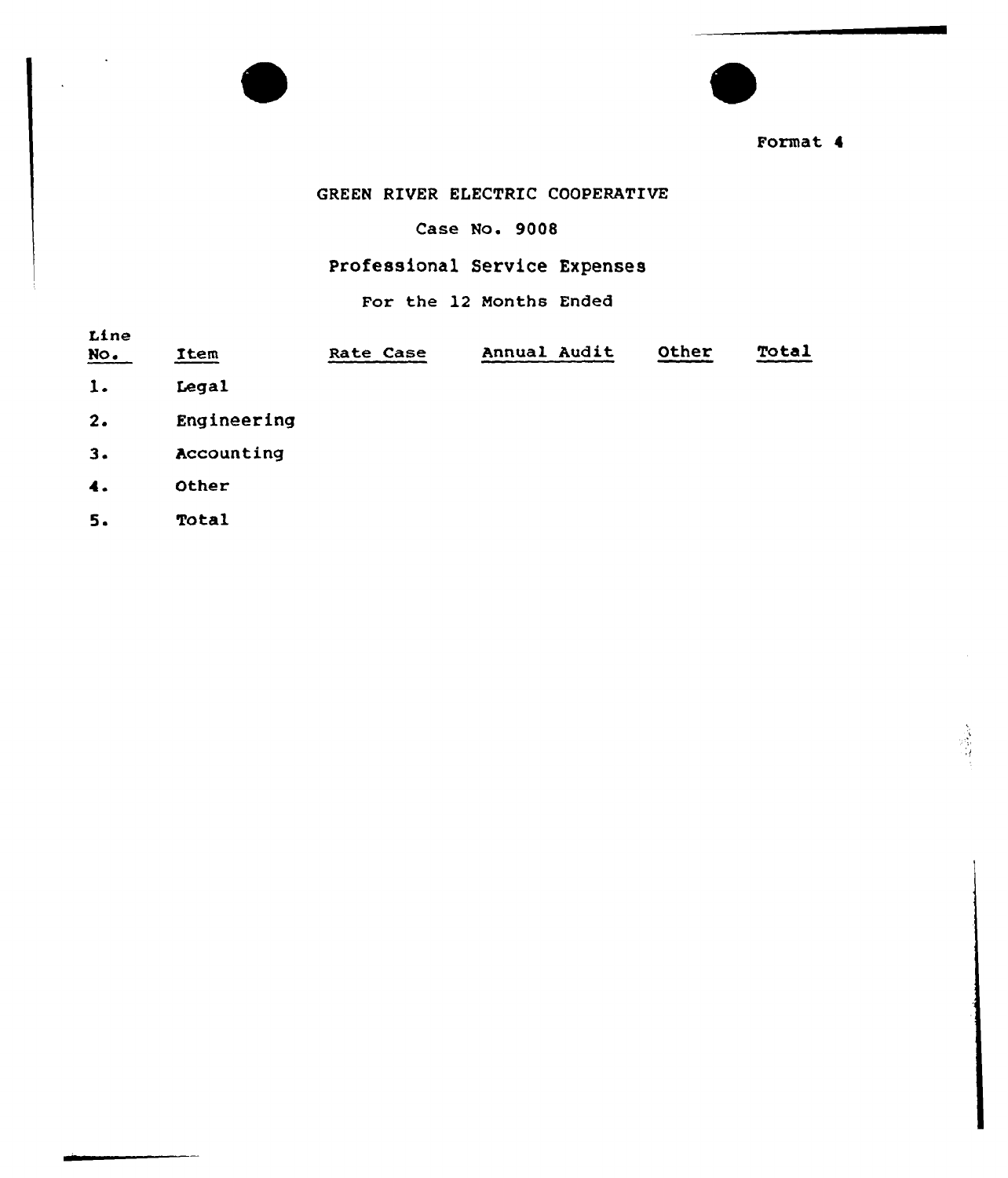Format 4

GREEN RIVER ELECTRIC COOPERATIVE

Case No. 9008

Professional Service Expenses

For the 12 Months Ended

| Line No. | Item | Rate Case | Annual Audit | Other | Total |
|---|---|---|---|---|---|
| 1. | Legal | | | | |
| 2. | Engineering | | | | |
| 3. | Accounting | | | | |
| 4. | Other | | | | |
| 5. | Total | | | | |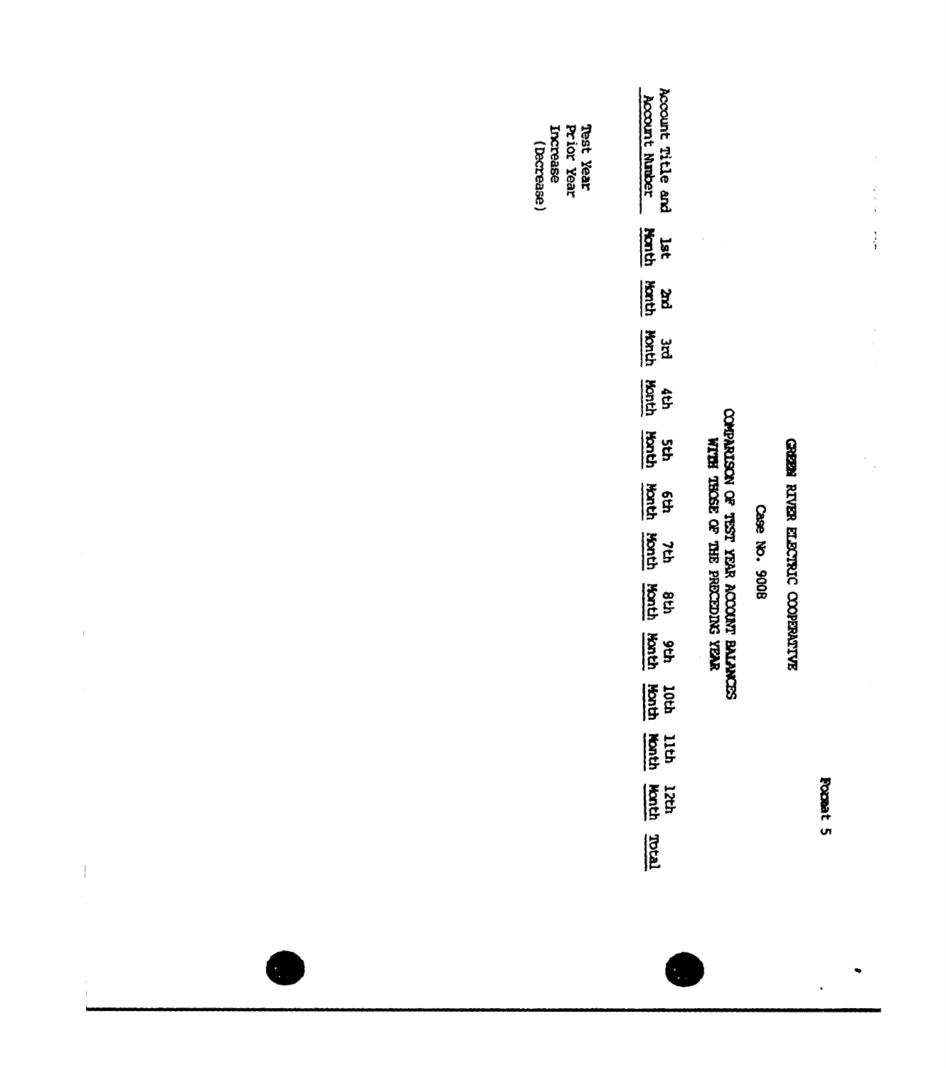Format 5

GREEN RIVER ELECTRIC COOPERATIVE

Case No. 9008

COMPARISON OF TEST YEAR ACCOUNT BALANCES
WITH THOSE OF THE PRECEDING YEAR

| Account Title and Account Number | 1st Month | 2nd Month | 3rd Month | 4th Month | 5th Month | 6th Month | 7th Month | 8th Month | 9th Month | 10th Month | 11th Month | 12th Month | Total |
|---|---|---|---|---|---|---|---|---|---|---|---|---|---|
| Test Year | | | | | | | | | | | | | |
| Prior Year | | | | | | | | | | | | | |
| Increase (Decrease) | | | | | | | | | | | | | |